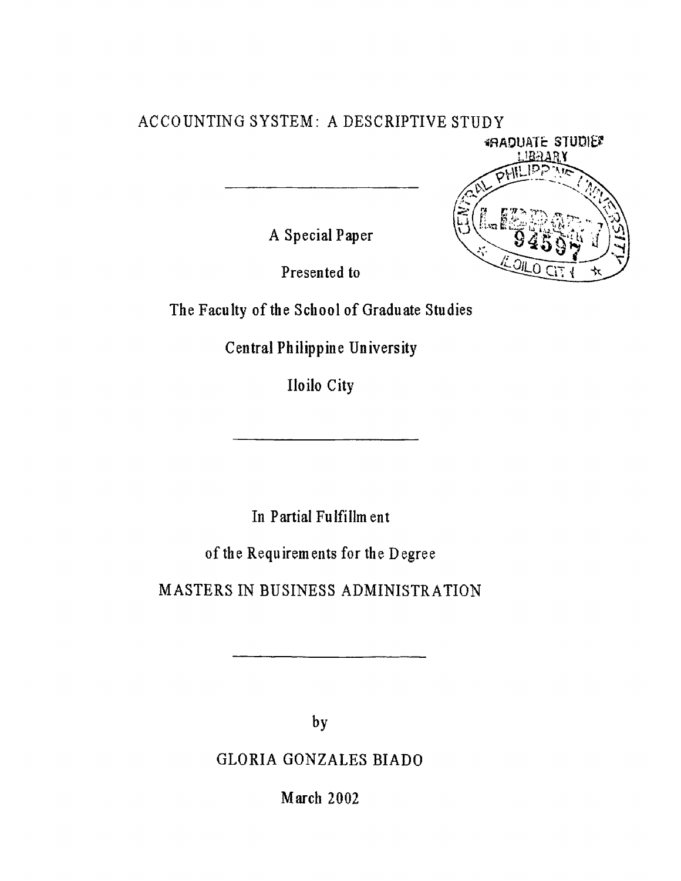# ACCOUNTING SYSTEM: A DESCRIPTIVE STUDY

---

A Special Paper

Presented to

The Faculty of the School of Graduate Studies

Central Philippine University

Iloilo City

---

In Partial Fulfillment

of the Requirements for the Degree

MASTERS IN BUSINESS ADMINISTRATION

---

by

GLORIA GONZALES BIADO

March 2002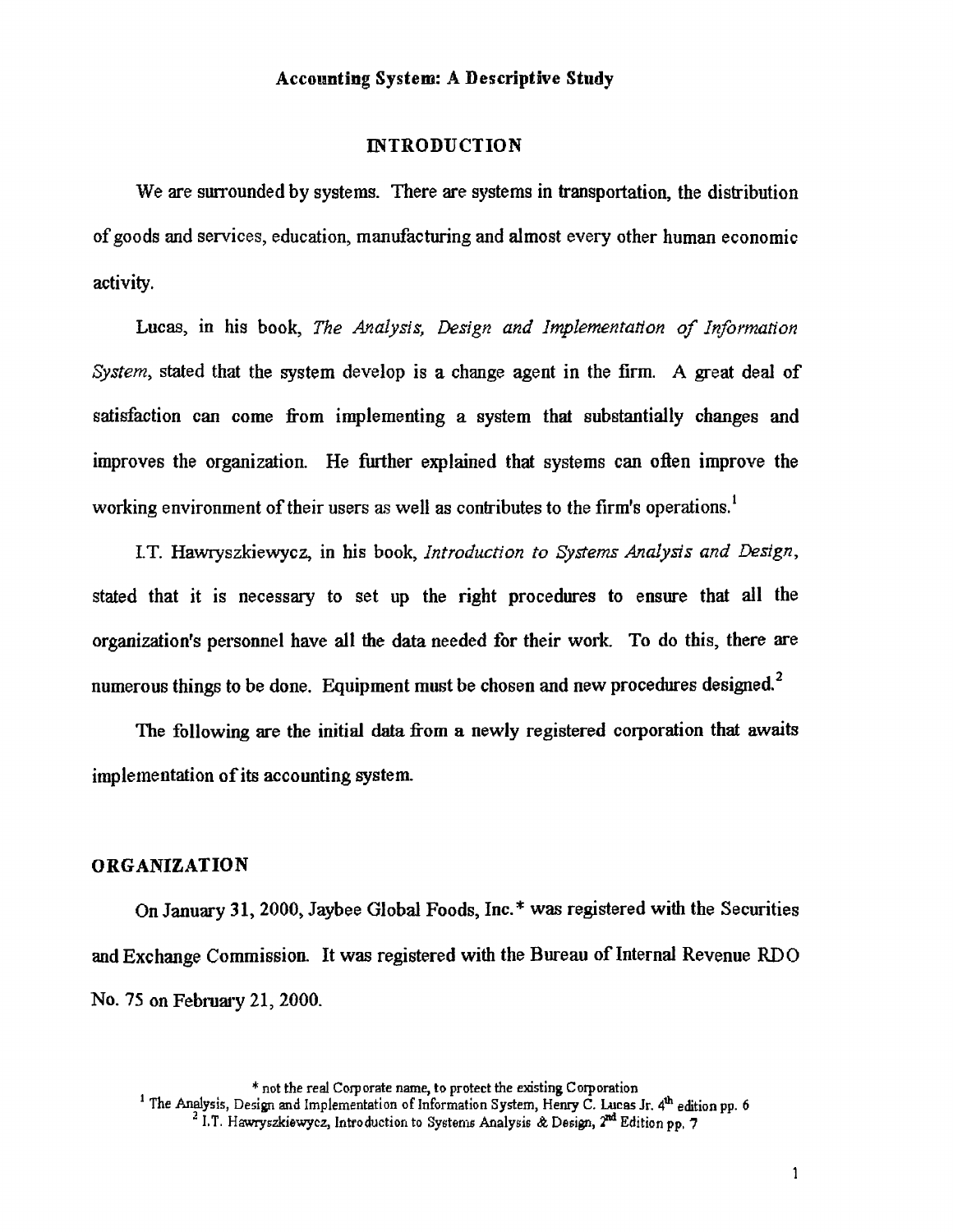**Accounting System: A Descriptive Study**

## INTRODUCTION

We are surrounded by systems. There are systems in transportation, the distribution of goods and services, education, manufacturing and almost every other human economic activity.

Lucas, in his book, *The Analysis, Design and Implementation of Information System*, stated that the system develop is a change agent in the firm. A great deal of satisfaction can come from implementing a system that substantially changes and improves the organization. He further explained that systems can often improve the working environment of their users as well as contributes to the firm's operations.[1]

I.T. Hawryszkiewycz, in his book, *Introduction to Systems Analysis and Design*, stated that it is necessary to set up the right procedures to ensure that all the organization's personnel have all the data needed for their work. To do this, there are numerous things to be done. Equipment must be chosen and new procedures designed.[2]

The following are the initial data from a newly registered corporation that awaits implementation of its accounting system.

## ORGANIZATION

On January 31, 2000, Jaybee Global Foods, Inc.* was registered with the Securities and Exchange Commission. It was registered with the Bureau of Internal Revenue RDO No. 75 on February 21, 2000.

* not the real Corporate name, to protect the existing Corporation

[1] The Analysis, Design and Implementation of Information System, Henry C. Lucas Jr. 4th edition pp. 6

[2] I.T. Hawryszkiewycz, Introduction to Systems Analysis & Design, 2nd Edition pp. 7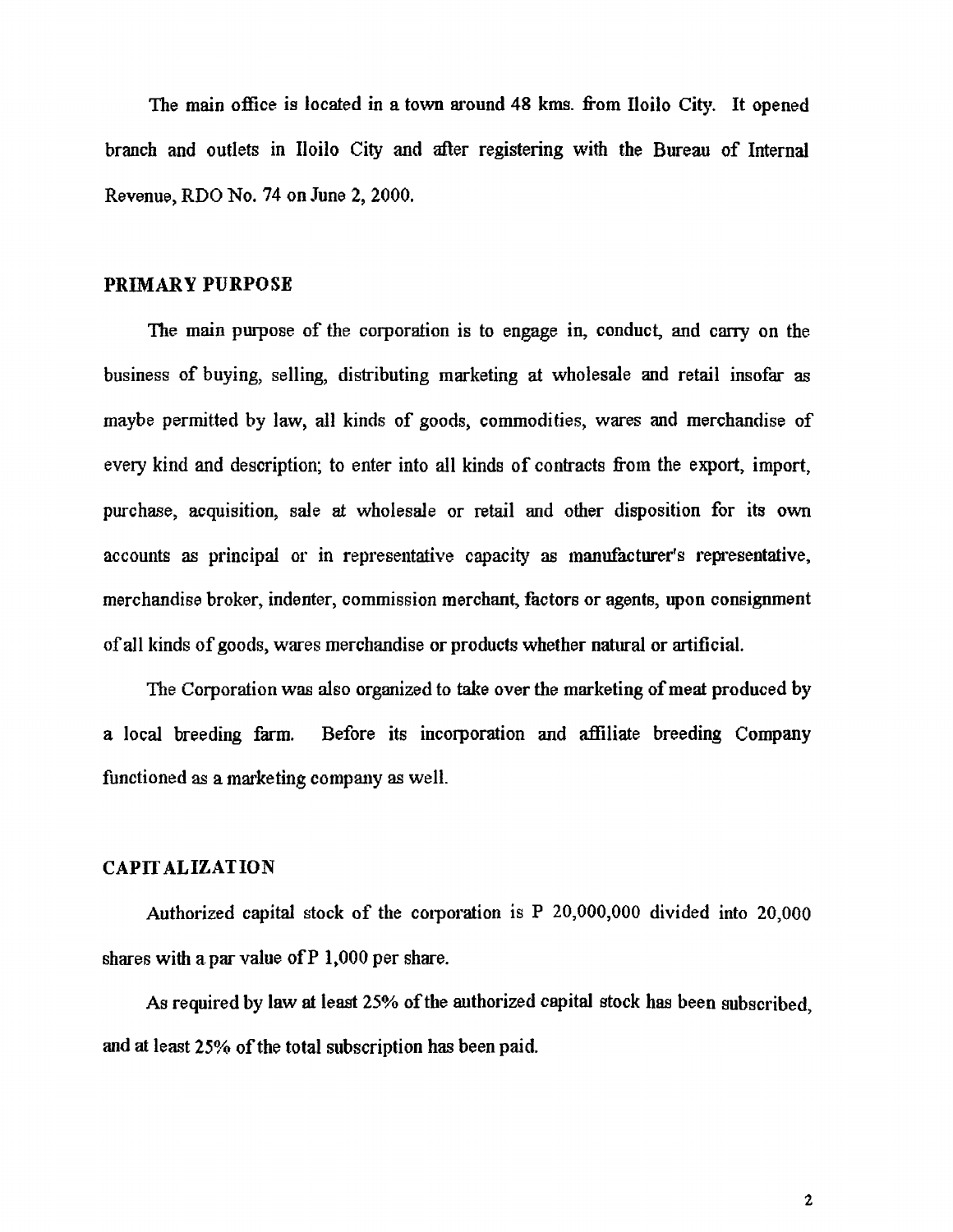The main office is located in a town around 48 kms. from Iloilo City. It opened branch and outlets in Iloilo City and after registering with the Bureau of Internal Revenue, RDO No. 74 on June 2, 2000.

## PRIMARY PURPOSE

The main purpose of the corporation is to engage in, conduct, and carry on the business of buying, selling, distributing marketing at wholesale and retail insofar as maybe permitted by law, all kinds of goods, commodities, wares and merchandise of every kind and description; to enter into all kinds of contracts from the export, import, purchase, acquisition, sale at wholesale or retail and other disposition for its own accounts as principal or in representative capacity as manufacturer's representative, merchandise broker, indenter, commission merchant, factors or agents, upon consignment of all kinds of goods, wares merchandise or products whether natural or artificial.

The Corporation was also organized to take over the marketing of meat produced by a local breeding farm. Before its incorporation and affiliate breeding Company functioned as a marketing company as well.

## CAPITALIZATION

Authorized capital stock of the corporation is P 20,000,000 divided into 20,000 shares with a par value of P 1,000 per share.

As required by law at least 25% of the authorized capital stock has been subscribed, and at least 25% of the total subscription has been paid.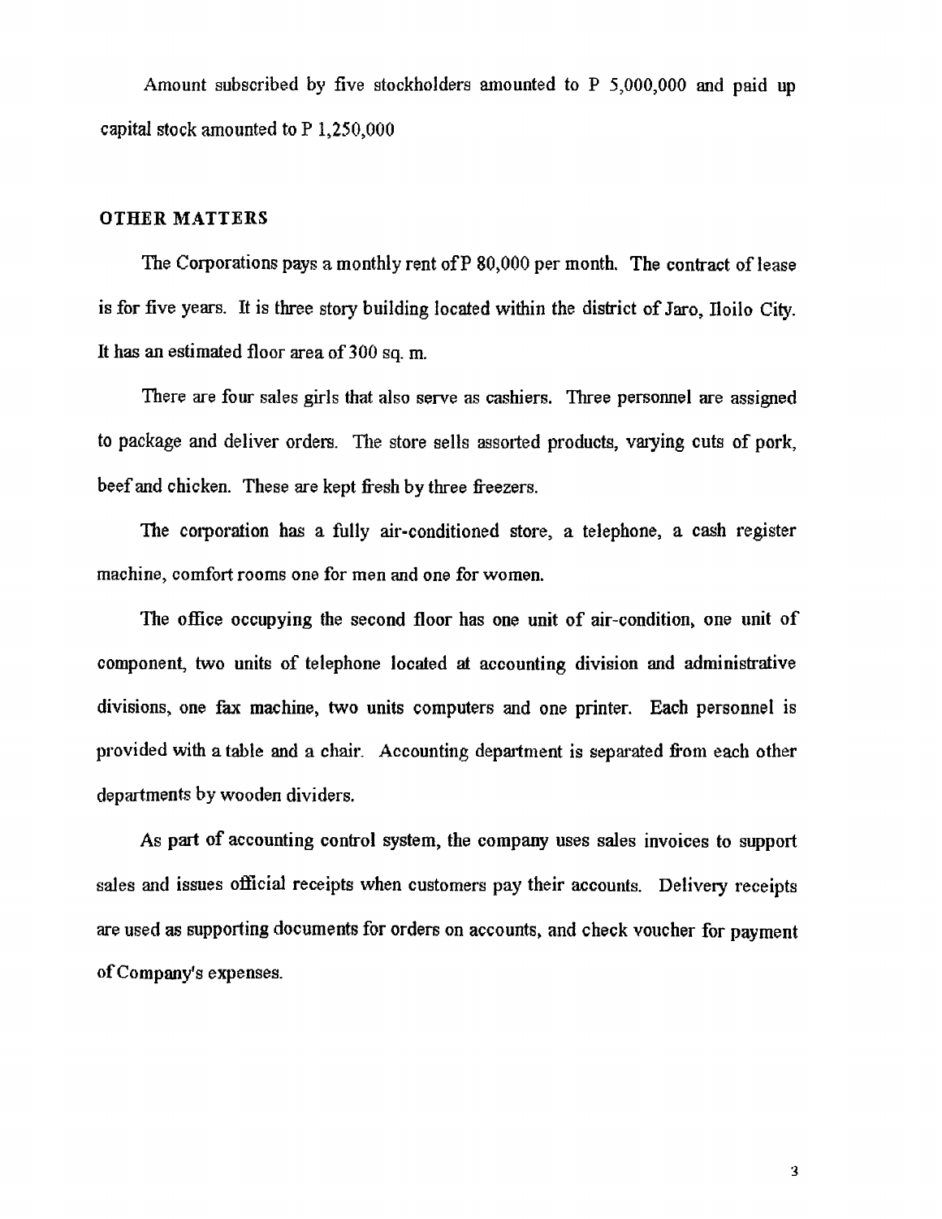Amount subscribed by five stockholders amounted to P 5,000,000 and paid up capital stock amounted to P 1,250,000

## OTHER MATTERS

The Corporations pays a monthly rent of P 80,000 per month. The contract of lease is for five years. It is three story building located within the district of Jaro, Iloilo City. It has an estimated floor area of 300 sq. m.

There are four sales girls that also serve as cashiers. Three personnel are assigned to package and deliver orders. The store sells assorted products, varying cuts of pork, beef and chicken. These are kept fresh by three freezers.

The corporation has a fully air-conditioned store, a telephone, a cash register machine, comfort rooms one for men and one for women.

The office occupying the second floor has one unit of air-condition, one unit of component, two units of telephone located at accounting division and administrative divisions, one fax machine, two units computers and one printer. Each personnel is provided with a table and a chair. Accounting department is separated from each other departments by wooden dividers.

As part of accounting control system, the company uses sales invoices to support sales and issues official receipts when customers pay their accounts. Delivery receipts are used as supporting documents for orders on accounts, and check voucher for payment of Company's expenses.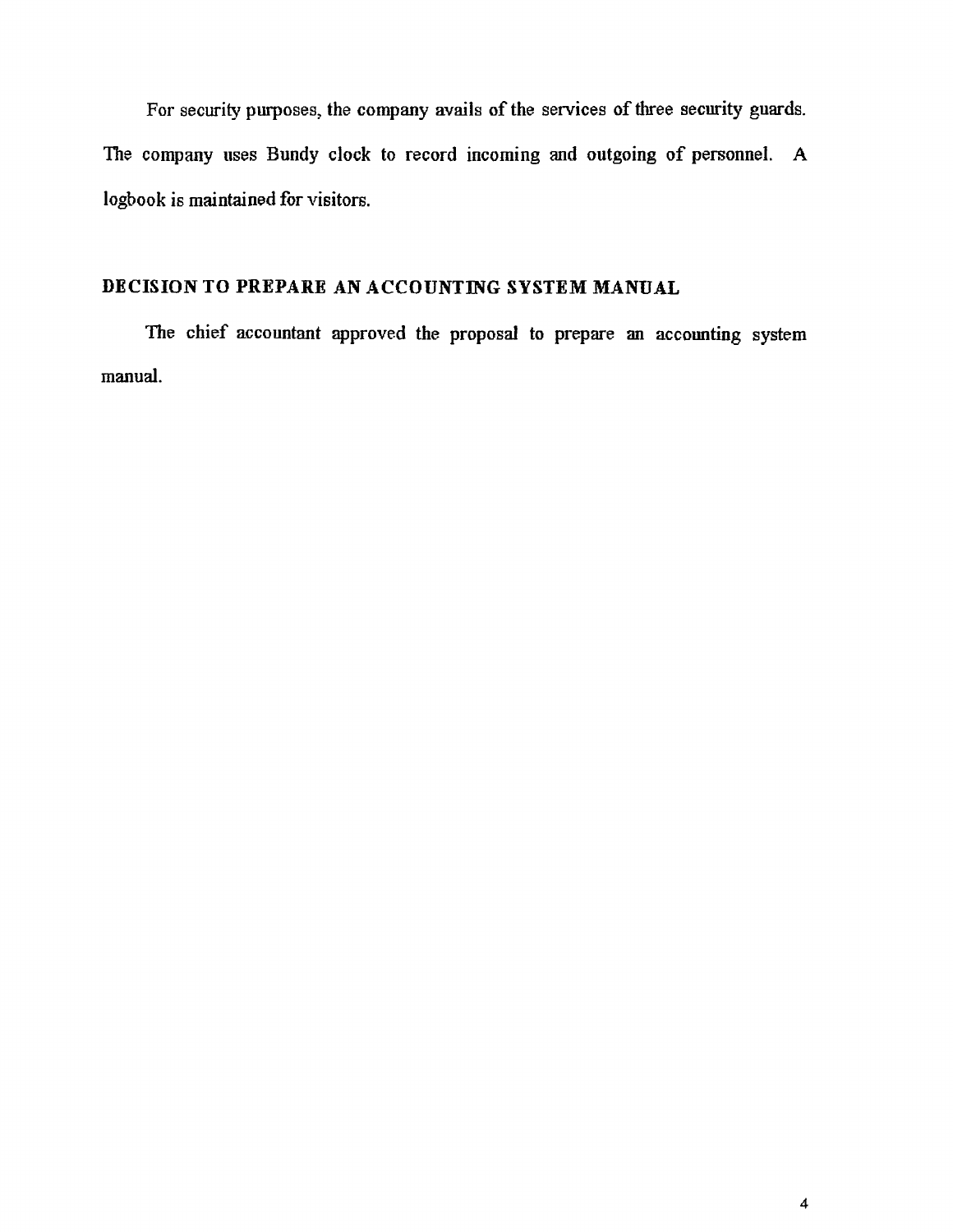For security purposes, the company avails of the services of three security guards. The company uses Bundy clock to record incoming and outgoing of personnel. A logbook is maintained for visitors.

## DECISION TO PREPARE AN ACCOUNTING SYSTEM MANUAL

The chief accountant approved the proposal to prepare an accounting system manual.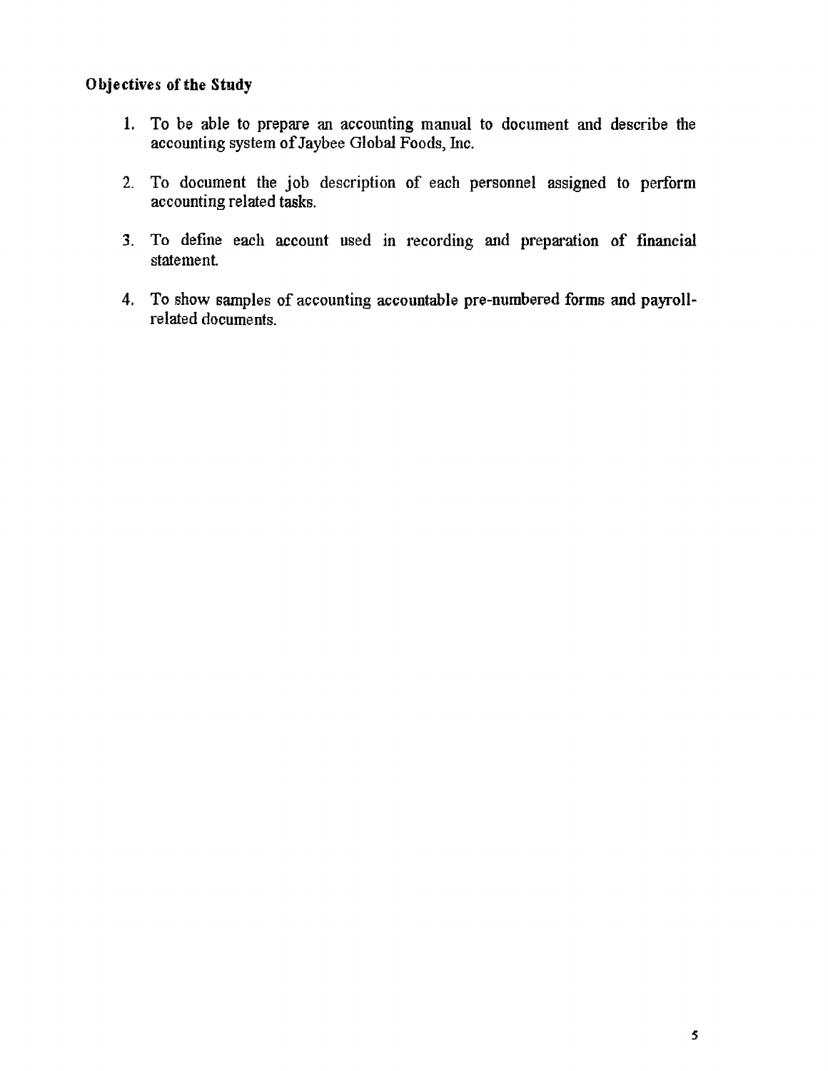**Objectives of the Study**

1. To be able to prepare an accounting manual to document and describe the accounting system of Jaybee Global Foods, Inc.

2. To document the job description of each personnel assigned to perform accounting related tasks.

3. To define each account used in recording and preparation of financial statement.

4. To show samples of accounting accountable pre-numbered forms and payroll-related documents.